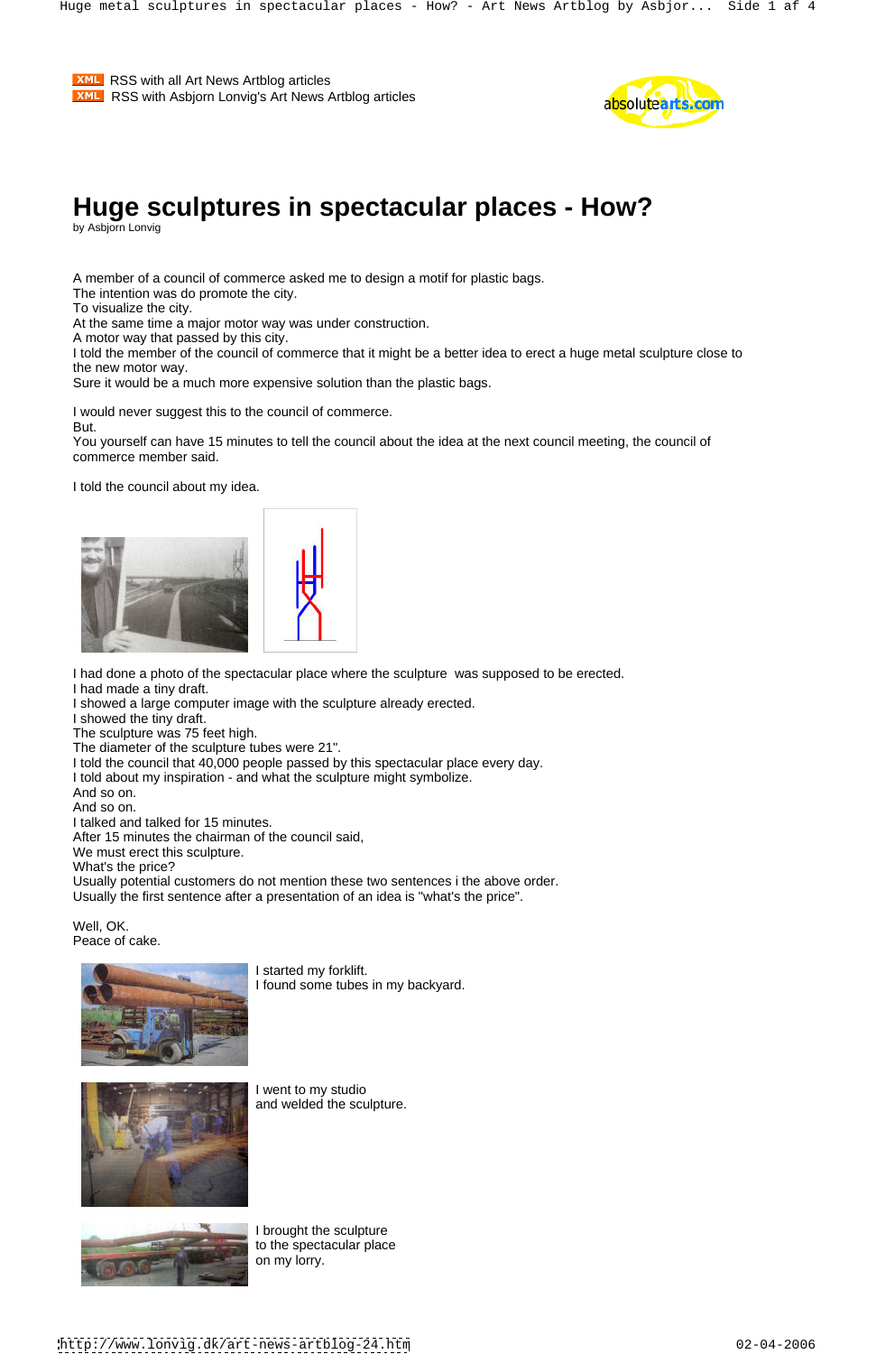XML RSS with all Art News Artblog articles
XML RSS with Asbjorn Lonvig's Art News Artblog articles

# Huge sculptures in spectacular places - How?

by Asbjorn Lonvig

A member of a council of commerce asked me to design a motif for plastic bags.
The intention was do promote the city.
To visualize the city.
At the same time a major motor way was under construction.
A motor way that passed by this city.
I told the member of the council of commerce that it might be a better idea to erect a huge metal sculpture close to the new motor way.
Sure it would be a much more expensive solution than the plastic bags.

I would never suggest this to the council of commerce.
But.
You yourself can have 15 minutes to tell the council about the idea at the next council meeting, the council of commerce member said.

I told the council about my idea.

I had done a photo of the spectacular place where the sculpture was supposed to be erected.
I had made a tiny draft.
I showed a large computer image with the sculpture already erected.
I showed the tiny draft.
The sculpture was 75 feet high.
The diameter of the sculpture tubes were 21".
I told the council that 40,000 people passed by this spectacular place every day.
I told about my inspiration - and what the sculpture might symbolize.
And so on.
And so on.
I talked and talked for 15 minutes.
After 15 minutes the chairman of the council said,
We must erect this sculpture.
What's the price?
Usually potential customers do not mention these two sentences i the above order.
Usually the first sentence after a presentation of an idea is "what's the price".

Well, OK.
Peace of cake.

I started my forklift.
I found some tubes in my backyard.

I went to my studio
and welded the sculpture.

I brought the sculpture
to the spectacular place
on my lorry.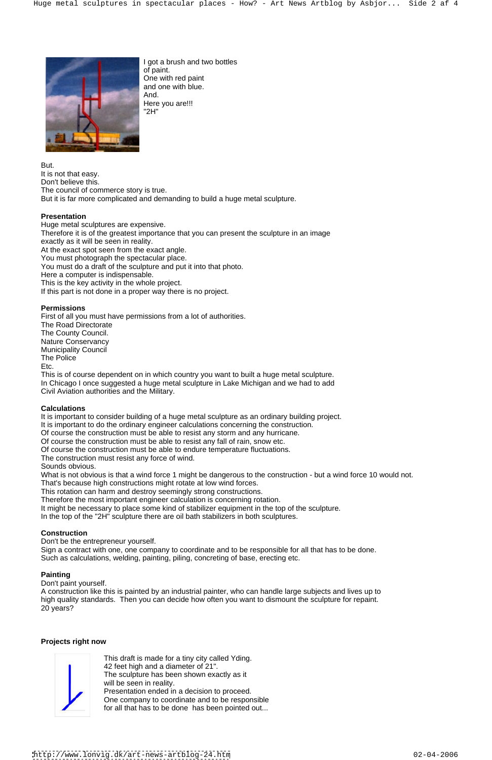I got a brush and two bottles of paint.
One with red paint and one with blue.
And.
Here you are!!!
"2H"

But.
It is not that easy.
Don't believe this.
The council of commerce story is true.
But it is far more complicated and demanding to build a huge metal sculpture.

**Presentation**
Huge metal sculptures are expensive.
Therefore it is of the greatest importance that you can present the sculpture in an image exactly as it will be seen in reality.
At the exact spot seen from the exact angle.
You must photograph the spectacular place.
You must do a draft of the sculpture and put it into that photo.
Here a computer is indispensable.
This is the key activity in the whole project.
If this part is not done in a proper way there is no project.

**Permissions**
First of all you must have permissions from a lot of authorities.
The Road Directorate
The County Council.
Nature Conservancy
Municipality Council
The Police
Etc.
This is of course dependent on in which country you want to built a huge metal sculpture.
In Chicago I once suggested a huge metal sculpture in Lake Michigan and we had to add Civil Aviation authorities and the Military.

**Calculations**
It is important to consider building of a huge metal sculpture as an ordinary building project.
It is important to do the ordinary engineer calculations concerning the construction.
Of course the construction must be able to resist any storm and any hurricane.
Of course the construction must be able to resist any fall of rain, snow etc.
Of course the construction must be able to endure temperature fluctuations.
The construction must resist any force of wind.
Sounds obvious.
What is not obvious is that a wind force 1 might be dangerous to the construction - but a wind force 10 would not.
That's because high constructions might rotate at low wind forces.
This rotation can harm and destroy seemingly strong constructions.
Therefore the most important engineer calculation is concerning rotation.
It might be necessary to place some kind of stabilizer equipment in the top of the sculpture.
In the top of the "2H" sculpture there are oil bath stabilizers in both sculptures.

**Construction**
Don't be the entrepreneur yourself.
Sign a contract with one, one company to coordinate and to be responsible for all that has to be done.
Such as calculations, welding, painting, piling, concreting of base, erecting etc.

**Painting**
Don't paint yourself.
A construction like this is painted by an industrial painter, who can handle large subjects and lives up to high quality standards. Then you can decide how often you want to dismount the sculpture for repaint.
20 years?

**Projects right now**

This draft is made for a tiny city called Yding.
42 feet high and a diameter of 21".
The sculpture has been shown exactly as it will be seen in reality.
Presentation ended in a decision to proceed.
One company to coordinate and to be responsible for all that has to be done has been pointed out...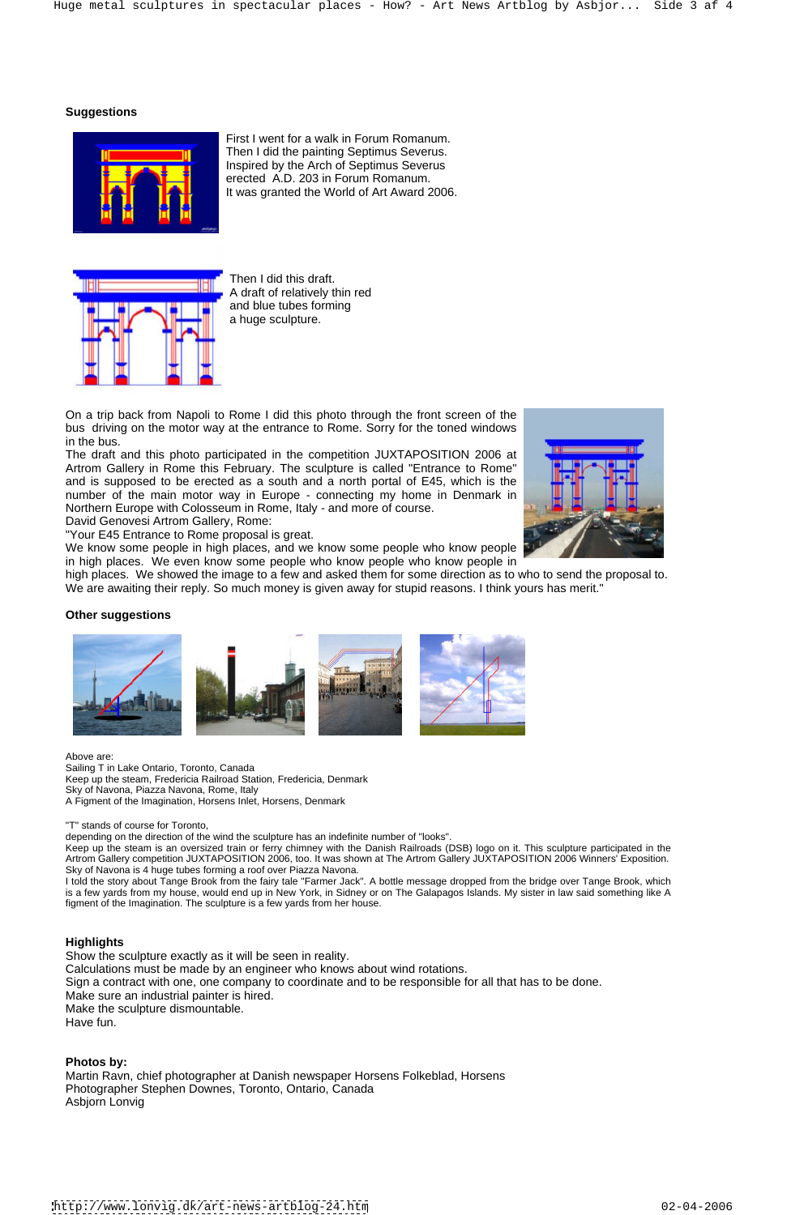**Suggestions**

First I went for a walk in Forum Romanum.
Then I did the painting Septimus Severus.
Inspired by the Arch of Septimus Severus erected A.D. 203 in Forum Romanum.
It was granted the World of Art Award 2006.

Then I did this draft.
A draft of relatively thin red and blue tubes forming a huge sculpture.

On a trip back from Napoli to Rome I did this photo through the front screen of the bus driving on the motor way at the entrance to Rome. Sorry for the toned windows in the bus.
The draft and this photo participated in the competition JUXTAPOSITION 2006 at Artrom Gallery in Rome this February. The sculpture is called "Entrance to Rome" and is supposed to be erected as a south and a north portal of E45, which is the number of the main motor way in Europe - connecting my home in Denmark in Northern Europe with Colosseum in Rome, Italy - and more of course.
David Genovesi Artrom Gallery, Rome:
"Your E45 Entrance to Rome proposal is great.
We know some people in high places, and we know some people who know people in high places. We even know some people who know people who know people in high places. We showed the image to a few and asked them for some direction as to who to send the proposal to. We are awaiting their reply. So much money is given away for stupid reasons. I think yours has merit."

**Other suggestions**

Above are:
Sailing T in Lake Ontario, Toronto, Canada
Keep up the steam, Fredericia Railroad Station, Fredericia, Denmark
Sky of Navona, Piazza Navona, Rome, Italy
A Figment of the Imagination, Horsens Inlet, Horsens, Denmark

"T" stands of course for Toronto,
depending on the direction of the wind the sculpture has an indefinite number of "looks".
Keep up the steam is an oversized train or ferry chimney with the Danish Railroads (DSB) logo on it. This sculpture participated in the Artrom Gallery competition JUXTAPOSITION 2006, too. It was shown at The Artrom Gallery JUXTAPOSITION 2006 Winners' Exposition.
Sky of Navona is 4 huge tubes forming a roof over Piazza Navona.
I told the story about Tange Brook from the fairy tale "Farmer Jack". A bottle message dropped from the bridge over Tange Brook, which is a few yards from my house, would end up in New York, in Sidney or on The Galapagos Islands. My sister in law said something like A figment of the Imagination. The sculpture is a few yards from her house.

**Highlights**

Show the sculpture exactly as it will be seen in reality.
Calculations must be made by an engineer who knows about wind rotations.
Sign a contract with one, one company to coordinate and to be responsible for all that has to be done.
Make sure an industrial painter is hired.
Make the sculpture dismountable.
Have fun.

**Photos by:**
Martin Ravn, chief photographer at Danish newspaper Horsens Folkeblad, Horsens
Photographer Stephen Downes, Toronto, Ontario, Canada
Asbjorn Lonvig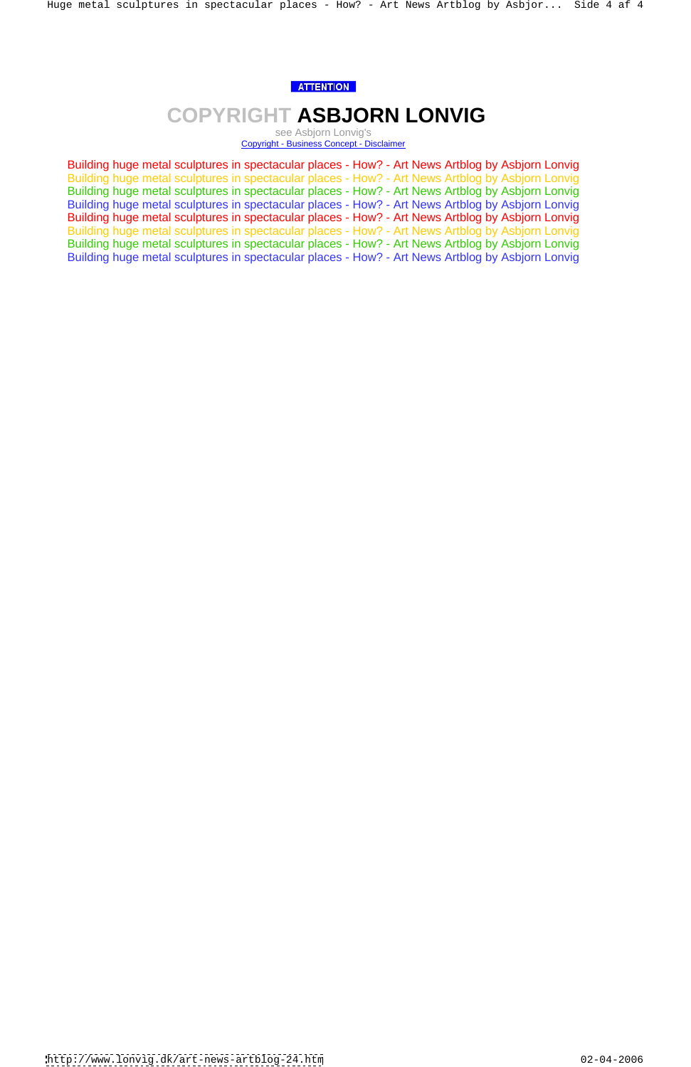ATTENTION

# COPYRIGHT ASBJORN LONVIG

see Asbjorn Lonvig's

Copyright - Business Concept - Disclaimer

Building huge metal sculptures in spectacular places - How? - Art News Artblog by Asbjorn Lonvig
Building huge metal sculptures in spectacular places - How? - Art News Artblog by Asbjorn Lonvig
Building huge metal sculptures in spectacular places - How? - Art News Artblog by Asbjorn Lonvig
Building huge metal sculptures in spectacular places - How? - Art News Artblog by Asbjorn Lonvig
Building huge metal sculptures in spectacular places - How? - Art News Artblog by Asbjorn Lonvig
Building huge metal sculptures in spectacular places - How? - Art News Artblog by Asbjorn Lonvig
Building huge metal sculptures in spectacular places - How? - Art News Artblog by Asbjorn Lonvig
Building huge metal sculptures in spectacular places - How? - Art News Artblog by Asbjorn Lonvig